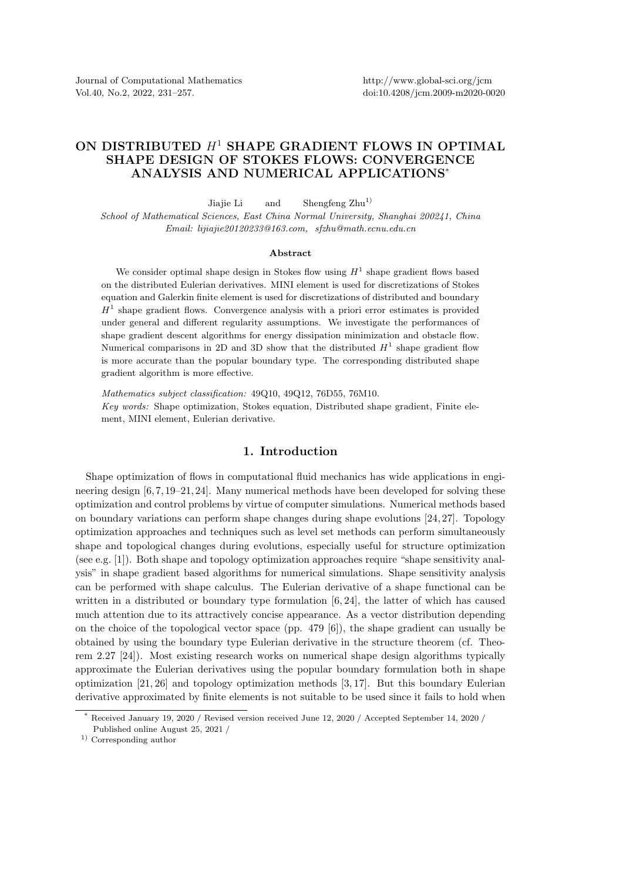# ON DISTRIBUTED $H^1$ SHAPE GRADIENT FLOWS IN OPTIMAL SHAPE DESIGN OF STOKES FLOWS: CONVERGENCE ANALYSIS AND NUMERICAL APPLICATIONS*

Jiajie Li and Shengfeng Zhu[1)]

*School of Mathematical Sciences, East China Normal University, Shanghai 200241, China*
*Email: lijiajie20120233@163.com, sfzhu@math.ecnu.edu.cn*

### Abstract

We consider optimal shape design in Stokes flow using $H^1$ shape gradient flows based on the distributed Eulerian derivatives. MINI element is used for discretizations of Stokes equation and Galerkin finite element is used for discretizations of distributed and boundary $H^1$ shape gradient flows. Convergence analysis with a priori error estimates is provided under general and different regularity assumptions. We investigate the performances of shape gradient descent algorithms for energy dissipation minimization and obstacle flow. Numerical comparisons in 2D and 3D show that the distributed $H^1$ shape gradient flow is more accurate than the popular boundary type. The corresponding distributed shape gradient algorithm is more effective.

*Mathematics subject classification:* 49Q10, 49Q12, 76D55, 76M10.
*Key words:* Shape optimization, Stokes equation, Distributed shape gradient, Finite element, MINI element, Eulerian derivative.

## 1. Introduction

Shape optimization of flows in computational fluid mechanics has wide applications in engineering design [6, 7, 19–21, 24]. Many numerical methods have been developed for solving these optimization and control problems by virtue of computer simulations. Numerical methods based on boundary variations can perform shape changes during shape evolutions [24, 27]. Topology optimization approaches and techniques such as level set methods can perform simultaneously shape and topological changes during evolutions, especially useful for structure optimization (see e.g. [1]). Both shape and topology optimization approaches require "shape sensitivity analysis" in shape gradient based algorithms for numerical simulations. Shape sensitivity analysis can be performed with shape calculus. The Eulerian derivative of a shape functional can be written in a distributed or boundary type formulation [6, 24], the latter of which has caused much attention due to its attractively concise appearance. As a vector distribution depending on the choice of the topological vector space (pp. 479 [6]), the shape gradient can usually be obtained by using the boundary type Eulerian derivative in the structure theorem (cf. Theorem 2.27 [24]). Most existing research works on numerical shape design algorithms typically approximate the Eulerian derivatives using the popular boundary formulation both in shape optimization [21, 26] and topology optimization methods [3, 17]. But this boundary Eulerian derivative approximated by finite elements is not suitable to be used since it fails to hold when

---

* Received January 19, 2020 / Revised version received June 12, 2020 / Accepted September 14, 2020 / Published online August 25, 2021 /

1) Corresponding author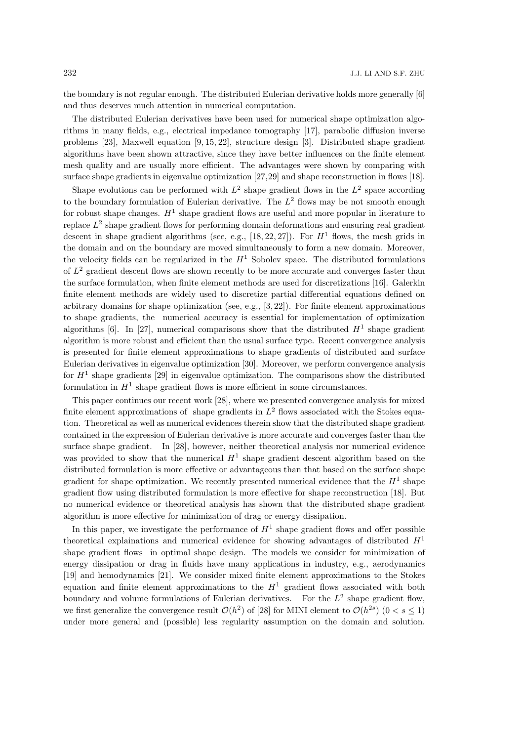the boundary is not regular enough. The distributed Eulerian derivative holds more generally [6] and thus deserves much attention in numerical computation.

The distributed Eulerian derivatives have been used for numerical shape optimization algorithms in many fields, e.g., electrical impedance tomography [17], parabolic diffusion inverse problems [23], Maxwell equation [9, 15, 22], structure design [3]. Distributed shape gradient algorithms have been shown attractive, since they have better influences on the finite element mesh quality and are usually more efficient. The advantages were shown by comparing with surface shape gradients in eigenvalue optimization [27,29] and shape reconstruction in flows [18].

Shape evolutions can be performed with $L^2$ shape gradient flows in the $L^2$ space according to the boundary formulation of Eulerian derivative. The $L^2$ flows may be not smooth enough for robust shape changes. $H^1$ shape gradient flows are useful and more popular in literature to replace $L^2$ shape gradient flows for performing domain deformations and ensuring real gradient descent in shape gradient algorithms (see, e.g., [18, 22, 27]). For $H^1$ flows, the mesh grids in the domain and on the boundary are moved simultaneously to form a new domain. Moreover, the velocity fields can be regularized in the $H^1$ Sobolev space. The distributed formulations of $L^2$ gradient descent flows are shown recently to be more accurate and converges faster than the surface formulation, when finite element methods are used for discretizations [16]. Galerkin finite element methods are widely used to discretize partial differential equations defined on arbitrary domains for shape optimization (see, e.g., [3, 22]). For finite element approximations to shape gradients, the numerical accuracy is essential for implementation of optimization algorithms [6]. In [27], numerical comparisons show that the distributed $H^1$ shape gradient algorithm is more robust and efficient than the usual surface type. Recent convergence analysis is presented for finite element approximations to shape gradients of distributed and surface Eulerian derivatives in eigenvalue optimization [30]. Moreover, we perform convergence analysis for $H^1$ shape gradients [29] in eigenvalue optimization. The comparisons show the distributed formulation in $H^1$ shape gradient flows is more efficient in some circumstances.

This paper continues our recent work [28], where we presented convergence analysis for mixed finite element approximations of shape gradients in $L^2$ flows associated with the Stokes equation. Theoretical as well as numerical evidences therein show that the distributed shape gradient contained in the expression of Eulerian derivative is more accurate and converges faster than the surface shape gradient. In [28], however, neither theoretical analysis nor numerical evidence was provided to show that the numerical $H^1$ shape gradient descent algorithm based on the distributed formulation is more effective or advantageous than that based on the surface shape gradient for shape optimization. We recently presented numerical evidence that the $H^1$ shape gradient flow using distributed formulation is more effective for shape reconstruction [18]. But no numerical evidence or theoretical analysis has shown that the distributed shape gradient algorithm is more effective for minimization of drag or energy dissipation.

In this paper, we investigate the performance of $H^1$ shape gradient flows and offer possible theoretical explainations and numerical evidence for showing advantages of distributed $H^1$ shape gradient flows in optimal shape design. The models we consider for minimization of energy dissipation or drag in fluids have many applications in industry, e.g., aerodynamics [19] and hemodynamics [21]. We consider mixed finite element approximations to the Stokes equation and finite element approximations to the $H^1$ gradient flows associated with both boundary and volume formulations of Eulerian derivatives. For the $L^2$ shape gradient flow, we first generalize the convergence result $\mathcal{O}(h^2)$ of [28] for MINI element to $\mathcal{O}(h^{2s})$ $(0 < s \leq 1)$ under more general and (possible) less regularity assumption on the domain and solution.